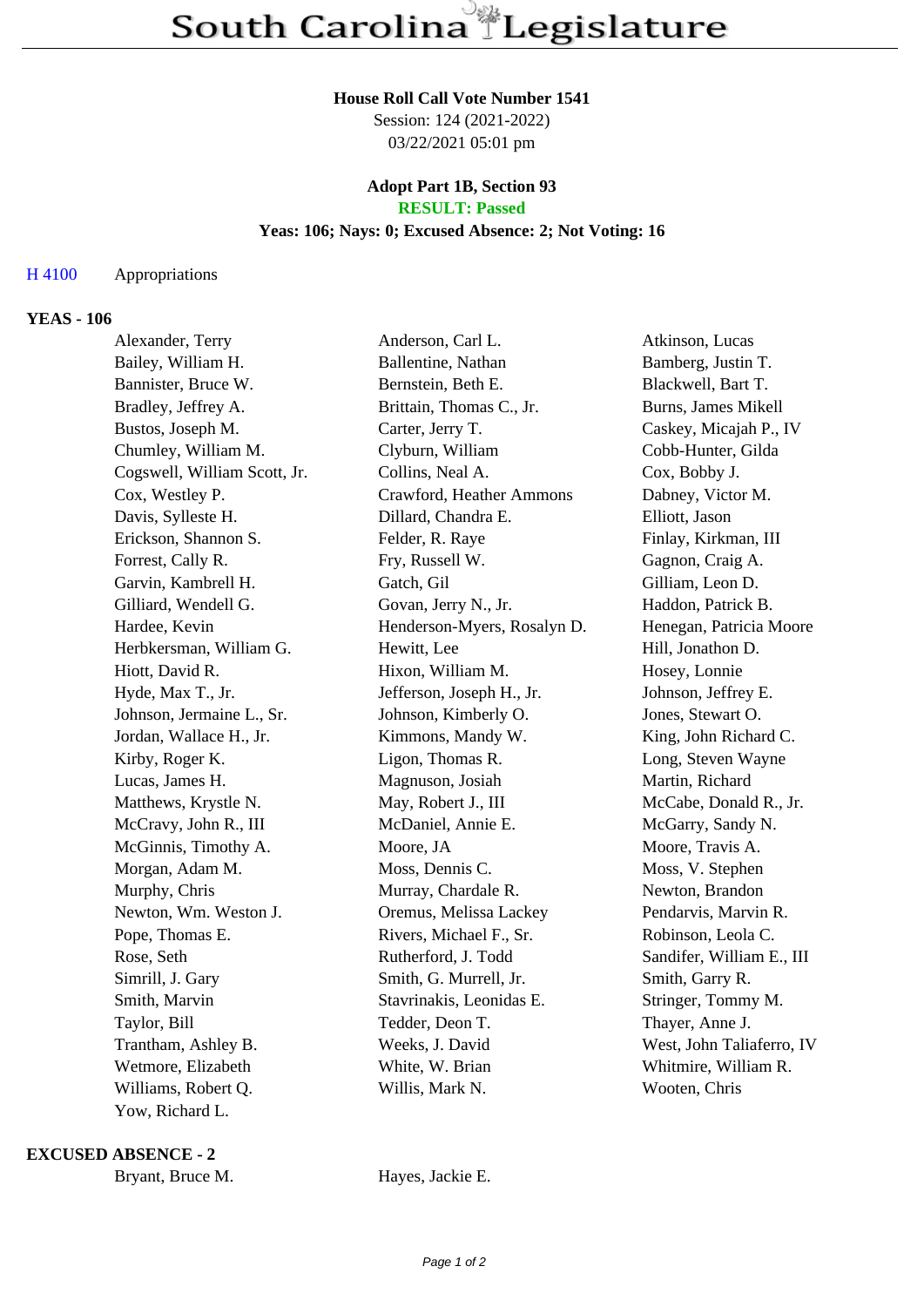# South Carolina Legislature

**House Roll Call Vote Number 1541**
Session: 124 (2021-2022)
03/22/2021 05:01 pm

**Adopt Part 1B, Section 93**
**RESULT: Passed**
**Yeas: 106; Nays: 0; Excused Absence: 2; Not Voting: 16**

H 4100 Appropriations

## YEAS - 106

| | | |
|---|---|---|
| Alexander, Terry | Anderson, Carl L. | Atkinson, Lucas |
| Bailey, William H. | Ballentine, Nathan | Bamberg, Justin T. |
| Bannister, Bruce W. | Bernstein, Beth E. | Blackwell, Bart T. |
| Bradley, Jeffrey A. | Brittain, Thomas C., Jr. | Burns, James Mikell |
| Bustos, Joseph M. | Carter, Jerry T. | Caskey, Micajah P., IV |
| Chumley, William M. | Clyburn, William | Cobb-Hunter, Gilda |
| Cogswell, William Scott, Jr. | Collins, Neal A. | Cox, Bobby J. |
| Cox, Westley P. | Crawford, Heather Ammons | Dabney, Victor M. |
| Davis, Sylleste H. | Dillard, Chandra E. | Elliott, Jason |
| Erickson, Shannon S. | Felder, R. Raye | Finlay, Kirkman, III |
| Forrest, Cally R. | Fry, Russell W. | Gagnon, Craig A. |
| Garvin, Kambrell H. | Gatch, Gil | Gilliam, Leon D. |
| Gilliard, Wendell G. | Govan, Jerry N., Jr. | Haddon, Patrick B. |
| Hardee, Kevin | Henderson-Myers, Rosalyn D. | Henegan, Patricia Moore |
| Herbkersman, William G. | Hewitt, Lee | Hill, Jonathon D. |
| Hiott, David R. | Hixon, William M. | Hosey, Lonnie |
| Hyde, Max T., Jr. | Jefferson, Joseph H., Jr. | Johnson, Jeffrey E. |
| Johnson, Jermaine L., Sr. | Johnson, Kimberly O. | Jones, Stewart O. |
| Jordan, Wallace H., Jr. | Kimmons, Mandy W. | King, John Richard C. |
| Kirby, Roger K. | Ligon, Thomas R. | Long, Steven Wayne |
| Lucas, James H. | Magnuson, Josiah | Martin, Richard |
| Matthews, Krystle N. | May, Robert J., III | McCabe, Donald R., Jr. |
| McCravy, John R., III | McDaniel, Annie E. | McGarry, Sandy N. |
| McGinnis, Timothy A. | Moore, JA | Moore, Travis A. |
| Morgan, Adam M. | Moss, Dennis C. | Moss, V. Stephen |
| Murphy, Chris | Murray, Chardale R. | Newton, Brandon |
| Newton, Wm. Weston J. | Oremus, Melissa Lackey | Pendarvis, Marvin R. |
| Pope, Thomas E. | Rivers, Michael F., Sr. | Robinson, Leola C. |
| Rose, Seth | Rutherford, J. Todd | Sandifer, William E., III |
| Simrill, J. Gary | Smith, G. Murrell, Jr. | Smith, Garry R. |
| Smith, Marvin | Stavrinakis, Leonidas E. | Stringer, Tommy M. |
| Taylor, Bill | Tedder, Deon T. | Thayer, Anne J. |
| Trantham, Ashley B. | Weeks, J. David | West, John Taliaferro, IV |
| Wetmore, Elizabeth | White, W. Brian | Whitmire, William R. |
| Williams, Robert Q. | Willis, Mark N. | Wooten, Chris |
| Yow, Richard L. | | |

## EXCUSED ABSENCE - 2

| | |
|---|---|
| Bryant, Bruce M. | Hayes, Jackie E. |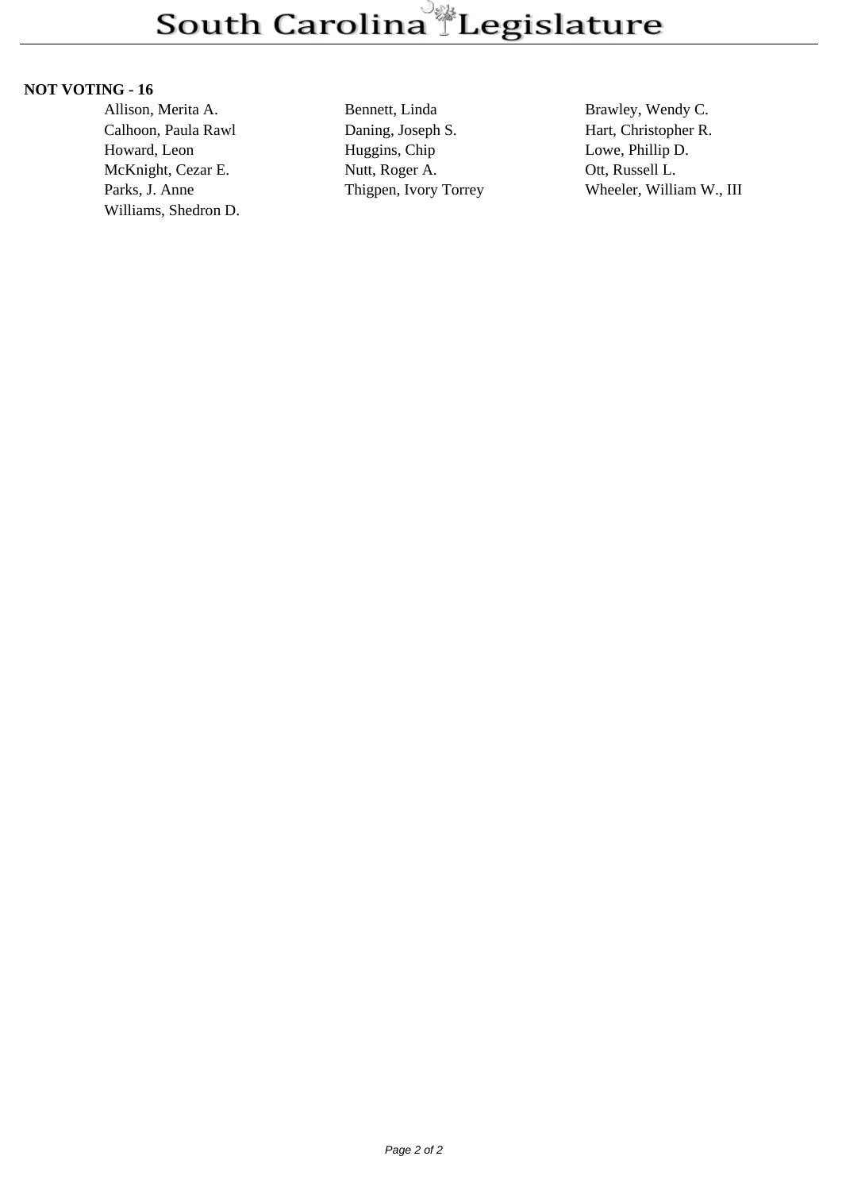**NOT VOTING - 16**

| | | |
|---|---|---|
| Allison, Merita A. | Bennett, Linda | Brawley, Wendy C. |
| Calhoon, Paula Rawl | Daning, Joseph S. | Hart, Christopher R. |
| Howard, Leon | Huggins, Chip | Lowe, Phillip D. |
| McKnight, Cezar E. | Nutt, Roger A. | Ott, Russell L. |
| Parks, J. Anne | Thigpen, Ivory Torrey | Wheeler, William W., III |
| Williams, Shedron D. | | |